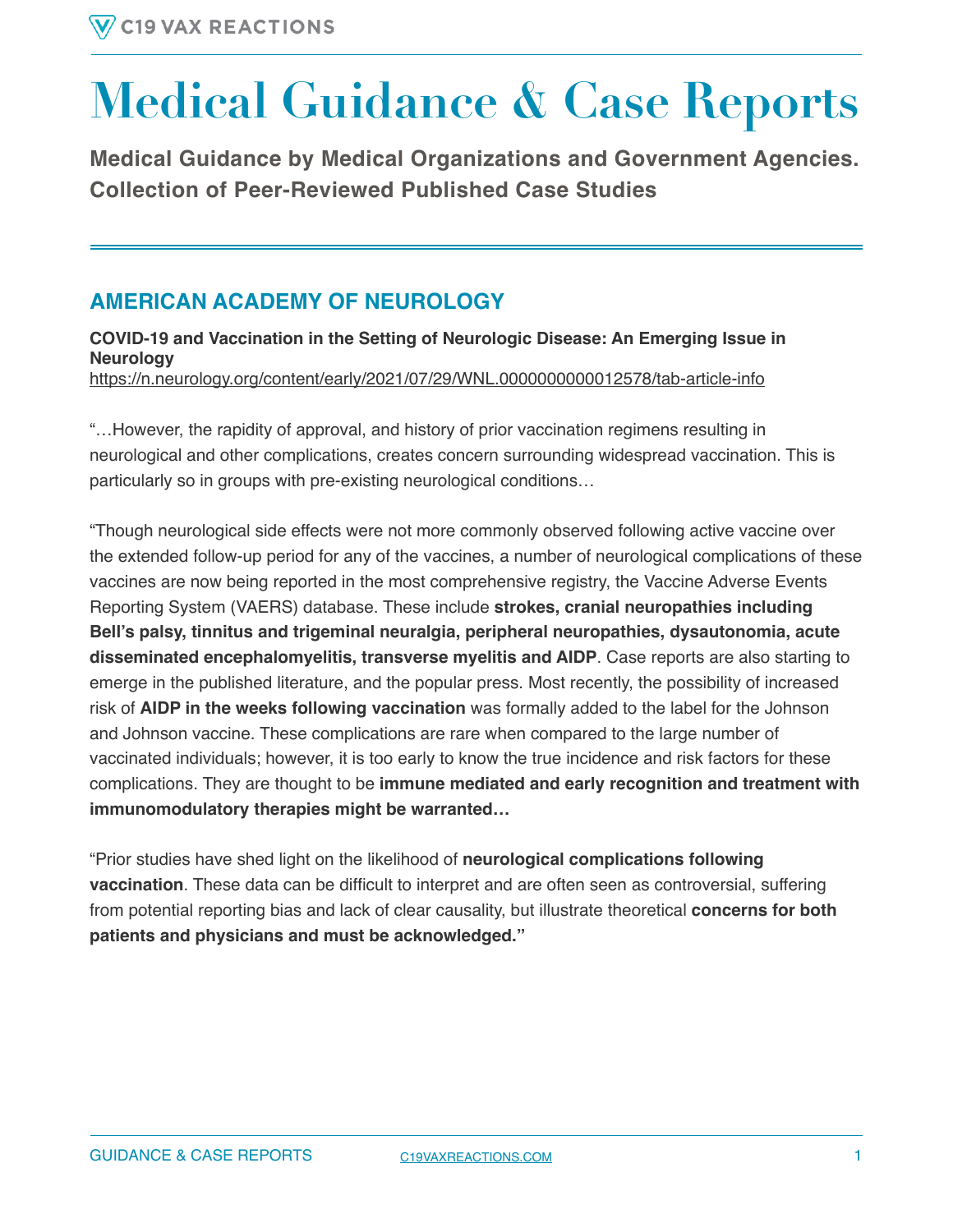# Medical Guidance & Case Reports

**Medical Guidance by Medical Organizations and Government Agencies. Collection of Peer-Reviewed Published Case Studies**

## AMERICAN ACADEMY OF NEUROLOGY

**COVID-19 and Vaccination in the Setting of Neurologic Disease: An Emerging Issue in Neurology**
https://n.neurology.org/content/early/2021/07/29/WNL.0000000000012578/tab-article-info

"…However, the rapidity of approval, and history of prior vaccination regimens resulting in neurological and other complications, creates concern surrounding widespread vaccination. This is particularly so in groups with pre-existing neurological conditions…

"Though neurological side effects were not more commonly observed following active vaccine over the extended follow-up period for any of the vaccines, a number of neurological complications of these vaccines are now being reported in the most comprehensive registry, the Vaccine Adverse Events Reporting System (VAERS) database. These include **strokes, cranial neuropathies including Bell's palsy, tinnitus and trigeminal neuralgia, peripheral neuropathies, dysautonomia, acute disseminated encephalomyelitis, transverse myelitis and AIDP**. Case reports are also starting to emerge in the published literature, and the popular press. Most recently, the possibility of increased risk of **AIDP in the weeks following vaccination** was formally added to the label for the Johnson and Johnson vaccine. These complications are rare when compared to the large number of vaccinated individuals; however, it is too early to know the true incidence and risk factors for these complications. They are thought to be **immune mediated and early recognition and treatment with immunomodulatory therapies might be warranted…**

"Prior studies have shed light on the likelihood of **neurological complications following vaccination**. These data can be difficult to interpret and are often seen as controversial, suffering from potential reporting bias and lack of clear causality, but illustrate theoretical **concerns for both patients and physicians and must be acknowledged."**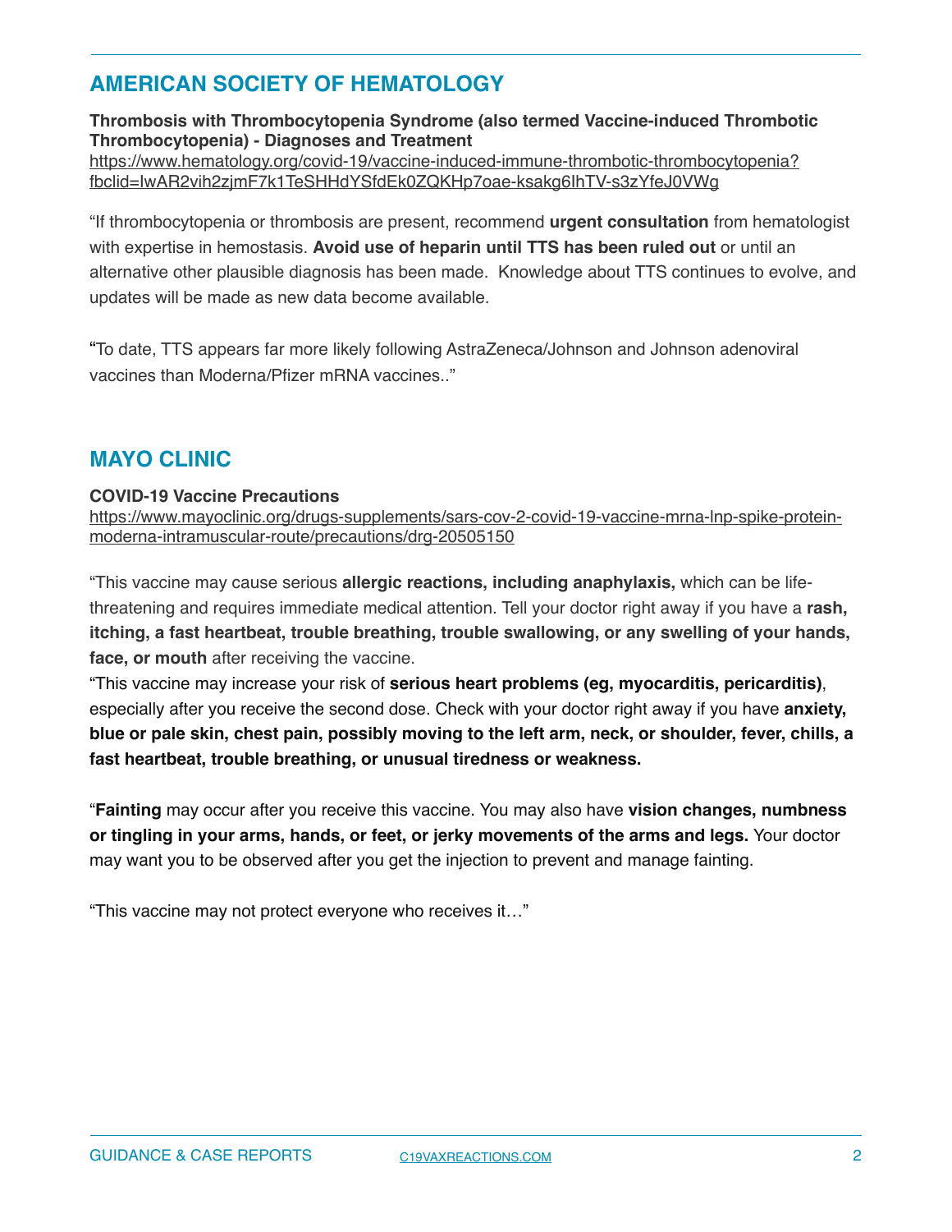## AMERICAN SOCIETY OF HEMATOLOGY

**Thrombosis with Thrombocytopenia Syndrome (also termed Vaccine-induced Thrombotic Thrombocytopenia) - Diagnoses and Treatment**
https://www.hematology.org/covid-19/vaccine-induced-immune-thrombotic-thrombocytopenia?fbclid=IwAR2vih2zjmF7k1TeSHHdYSfdEk0ZQKHp7oae-ksakg6IhTV-s3zYfeJ0VWg

"If thrombocytopenia or thrombosis are present, recommend **urgent consultation** from hematologist with expertise in hemostasis. **Avoid use of heparin until TTS has been ruled out** or until an alternative other plausible diagnosis has been made. Knowledge about TTS continues to evolve, and updates will be made as new data become available.

"To date, TTS appears far more likely following AstraZeneca/Johnson and Johnson adenoviral vaccines than Moderna/Pfizer mRNA vaccines.."

## MAYO CLINIC

**COVID-19 Vaccine Precautions**
https://www.mayoclinic.org/drugs-supplements/sars-cov-2-covid-19-vaccine-mrna-lnp-spike-protein-moderna-intramuscular-route/precautions/drg-20505150

"This vaccine may cause serious **allergic reactions, including anaphylaxis,** which can be life-threatening and requires immediate medical attention. Tell your doctor right away if you have a **rash, itching, a fast heartbeat, trouble breathing, trouble swallowing, or any swelling of your hands, face, or mouth** after receiving the vaccine.
"This vaccine may increase your risk of **serious heart problems (eg, myocarditis, pericarditis)**, especially after you receive the second dose. Check with your doctor right away if you have **anxiety, blue or pale skin, chest pain, possibly moving to the left arm, neck, or shoulder, fever, chills, a fast heartbeat, trouble breathing, or unusual tiredness or weakness.**

"**Fainting** may occur after you receive this vaccine. You may also have **vision changes, numbness or tingling in your arms, hands, or feet, or jerky movements of the arms and legs.** Your doctor may want you to be observed after you get the injection to prevent and manage fainting.

"This vaccine may not protect everyone who receives it…"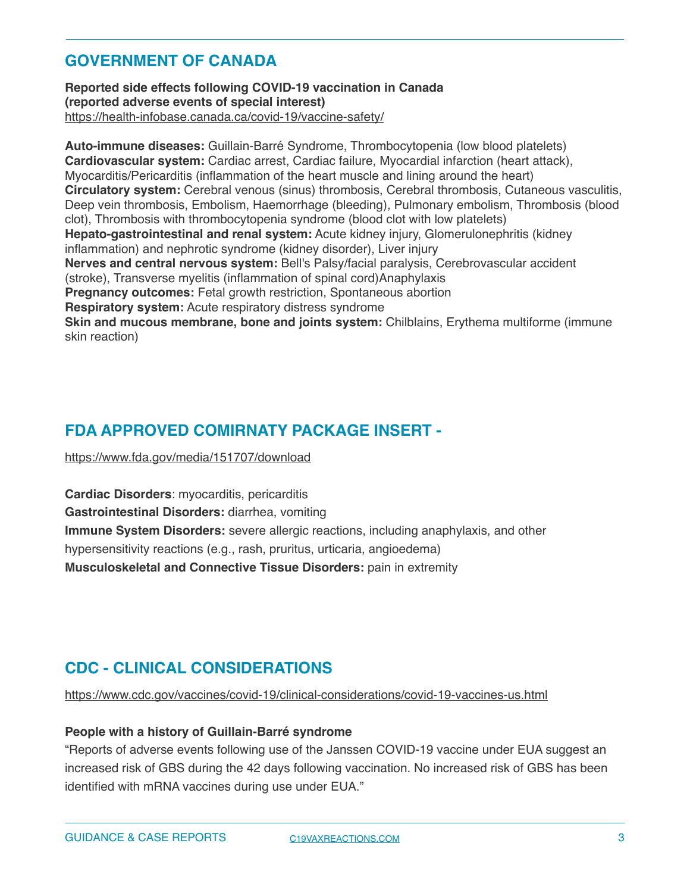## GOVERNMENT OF CANADA

**Reported side effects following COVID-19 vaccination in Canada**
**(reported adverse events of special interest)**
https://health-infobase.canada.ca/covid-19/vaccine-safety/

**Auto-immune diseases:** Guillain-Barré Syndrome, Thrombocytopenia (low blood platelets)
**Cardiovascular system:** Cardiac arrest, Cardiac failure, Myocardial infarction (heart attack), Myocarditis/Pericarditis (inflammation of the heart muscle and lining around the heart)
**Circulatory system:** Cerebral venous (sinus) thrombosis, Cerebral thrombosis, Cutaneous vasculitis, Deep vein thrombosis, Embolism, Haemorrhage (bleeding), Pulmonary embolism, Thrombosis (blood clot), Thrombosis with thrombocytopenia syndrome (blood clot with low platelets)
**Hepato-gastrointestinal and renal system:** Acute kidney injury, Glomerulonephritis (kidney inflammation) and nephrotic syndrome (kidney disorder), Liver injury
**Nerves and central nervous system:** Bell's Palsy/facial paralysis, Cerebrovascular accident (stroke), Transverse myelitis (inflammation of spinal cord)Anaphylaxis
**Pregnancy outcomes:** Fetal growth restriction, Spontaneous abortion
**Respiratory system:** Acute respiratory distress syndrome
**Skin and mucous membrane, bone and joints system:** Chilblains, Erythema multiforme (immune skin reaction)

## FDA APPROVED COMIRNATY PACKAGE INSERT -

https://www.fda.gov/media/151707/download

**Cardiac Disorders**: myocarditis, pericarditis
**Gastrointestinal Disorders:** diarrhea, vomiting
**Immune System Disorders:** severe allergic reactions, including anaphylaxis, and other hypersensitivity reactions (e.g., rash, pruritus, urticaria, angioedema)
**Musculoskeletal and Connective Tissue Disorders:** pain in extremity

## CDC - CLINICAL CONSIDERATIONS

https://www.cdc.gov/vaccines/covid-19/clinical-considerations/covid-19-vaccines-us.html

**People with a history of Guillain-Barré syndrome**
"Reports of adverse events following use of the Janssen COVID-19 vaccine under EUA suggest an increased risk of GBS during the 42 days following vaccination. No increased risk of GBS has been identified with mRNA vaccines during use under EUA."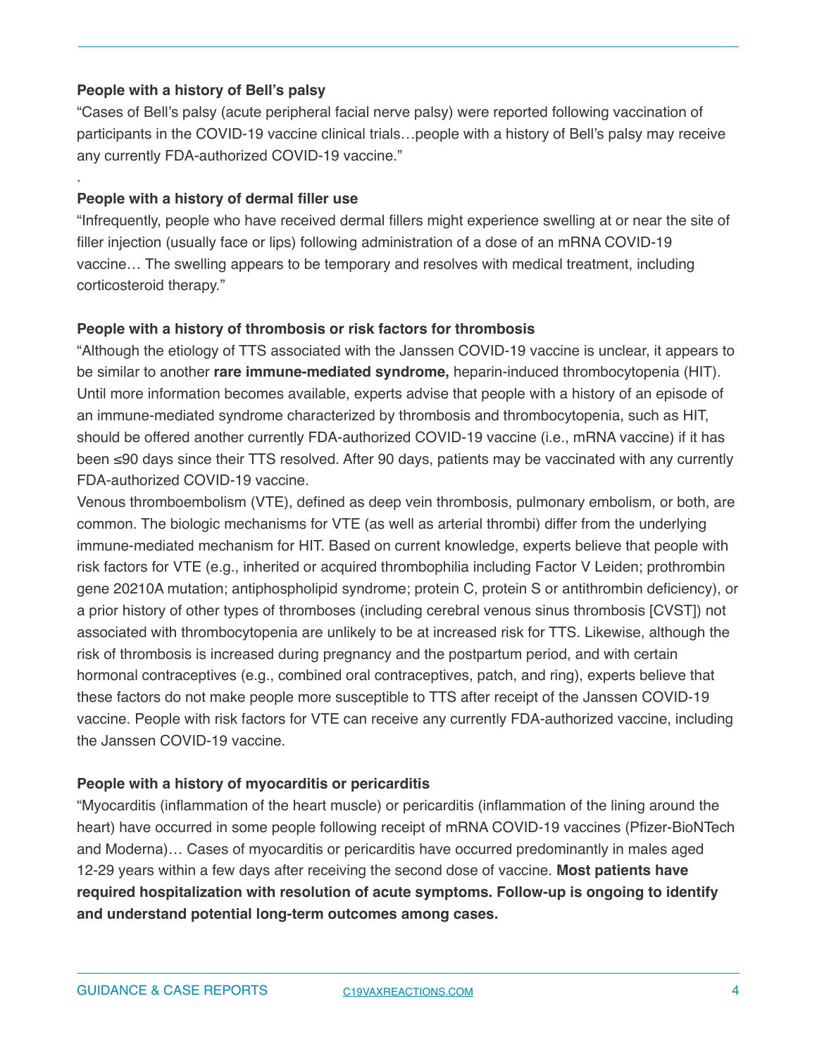**People with a history of Bell's palsy**

"Cases of Bell's palsy (acute peripheral facial nerve palsy) were reported following vaccination of participants in the COVID-19 vaccine clinical trials…people with a history of Bell's palsy may receive any currently FDA-authorized COVID-19 vaccine."

.

**People with a history of dermal filler use**

"Infrequently, people who have received dermal fillers might experience swelling at or near the site of filler injection (usually face or lips) following administration of a dose of an mRNA COVID-19 vaccine… The swelling appears to be temporary and resolves with medical treatment, including corticosteroid therapy."

**People with a history of thrombosis or risk factors for thrombosis**

"Although the etiology of TTS associated with the Janssen COVID-19 vaccine is unclear, it appears to be similar to another **rare immune-mediated syndrome,** heparin-induced thrombocytopenia (HIT). Until more information becomes available, experts advise that people with a history of an episode of an immune-mediated syndrome characterized by thrombosis and thrombocytopenia, such as HIT, should be offered another currently FDA-authorized COVID-19 vaccine (i.e., mRNA vaccine) if it has been ≤90 days since their TTS resolved. After 90 days, patients may be vaccinated with any currently FDA-authorized COVID-19 vaccine.

Venous thromboembolism (VTE), defined as deep vein thrombosis, pulmonary embolism, or both, are common. The biologic mechanisms for VTE (as well as arterial thrombi) differ from the underlying immune-mediated mechanism for HIT. Based on current knowledge, experts believe that people with risk factors for VTE (e.g., inherited or acquired thrombophilia including Factor V Leiden; prothrombin gene 20210A mutation; antiphospholipid syndrome; protein C, protein S or antithrombin deficiency), or a prior history of other types of thromboses (including cerebral venous sinus thrombosis [CVST]) not associated with thrombocytopenia are unlikely to be at increased risk for TTS. Likewise, although the risk of thrombosis is increased during pregnancy and the postpartum period, and with certain hormonal contraceptives (e.g., combined oral contraceptives, patch, and ring), experts believe that these factors do not make people more susceptible to TTS after receipt of the Janssen COVID-19 vaccine. People with risk factors for VTE can receive any currently FDA-authorized vaccine, including the Janssen COVID-19 vaccine.

**People with a history of myocarditis or pericarditis**

"Myocarditis (inflammation of the heart muscle) or pericarditis (inflammation of the lining around the heart) have occurred in some people following receipt of mRNA COVID-19 vaccines (Pfizer-BioNTech and Moderna)… Cases of myocarditis or pericarditis have occurred predominantly in males aged 12-29 years within a few days after receiving the second dose of vaccine. **Most patients have required hospitalization with resolution of acute symptoms. Follow-up is ongoing to identify and understand potential long-term outcomes among cases.**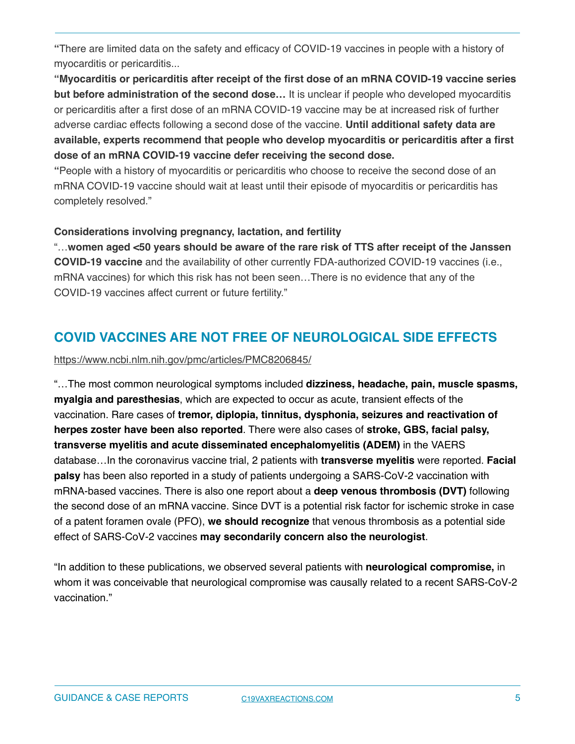"There are limited data on the safety and efficacy of COVID-19 vaccines in people with a history of myocarditis or pericarditis...

"**Myocarditis or pericarditis after receipt of the first dose of an mRNA COVID-19 vaccine series but before administration of the second dose…** It is unclear if people who developed myocarditis or pericarditis after a first dose of an mRNA COVID-19 vaccine may be at increased risk of further adverse cardiac effects following a second dose of the vaccine. **Until additional safety data are available, experts recommend that people who develop myocarditis or pericarditis after a first dose of an mRNA COVID-19 vaccine defer receiving the second dose.**

"People with a history of myocarditis or pericarditis who choose to receive the second dose of an mRNA COVID-19 vaccine should wait at least until their episode of myocarditis or pericarditis has completely resolved."

**Considerations involving pregnancy, lactation, and fertility**

"…**women aged <50 years should be aware of the rare risk of TTS after receipt of the Janssen COVID-19 vaccine** and the availability of other currently FDA-authorized COVID-19 vaccines (i.e., mRNA vaccines) for which this risk has not been seen…There is no evidence that any of the COVID-19 vaccines affect current or future fertility."

## COVID VACCINES ARE NOT FREE OF NEUROLOGICAL SIDE EFFECTS

https://www.ncbi.nlm.nih.gov/pmc/articles/PMC8206845/

"…The most common neurological symptoms included **dizziness, headache, pain, muscle spasms, myalgia and paresthesias**, which are expected to occur as acute, transient effects of the vaccination. Rare cases of **tremor, diplopia, tinnitus, dysphonia, seizures and reactivation of herpes zoster have been also reported**. There were also cases of **stroke, GBS, facial palsy, transverse myelitis and acute disseminated encephalomyelitis (ADEM)** in the VAERS database…In the coronavirus vaccine trial, 2 patients with **transverse myelitis** were reported. **Facial palsy** has been also reported in a study of patients undergoing a SARS-CoV-2 vaccination with mRNA-based vaccines. There is also one report about a **deep venous thrombosis (DVT)** following the second dose of an mRNA vaccine. Since DVT is a potential risk factor for ischemic stroke in case of a patent foramen ovale (PFO), **we should recognize** that venous thrombosis as a potential side effect of SARS-CoV-2 vaccines **may secondarily concern also the neurologist**.

"In addition to these publications, we observed several patients with **neurological compromise,** in whom it was conceivable that neurological compromise was causally related to a recent SARS-CoV-2 vaccination."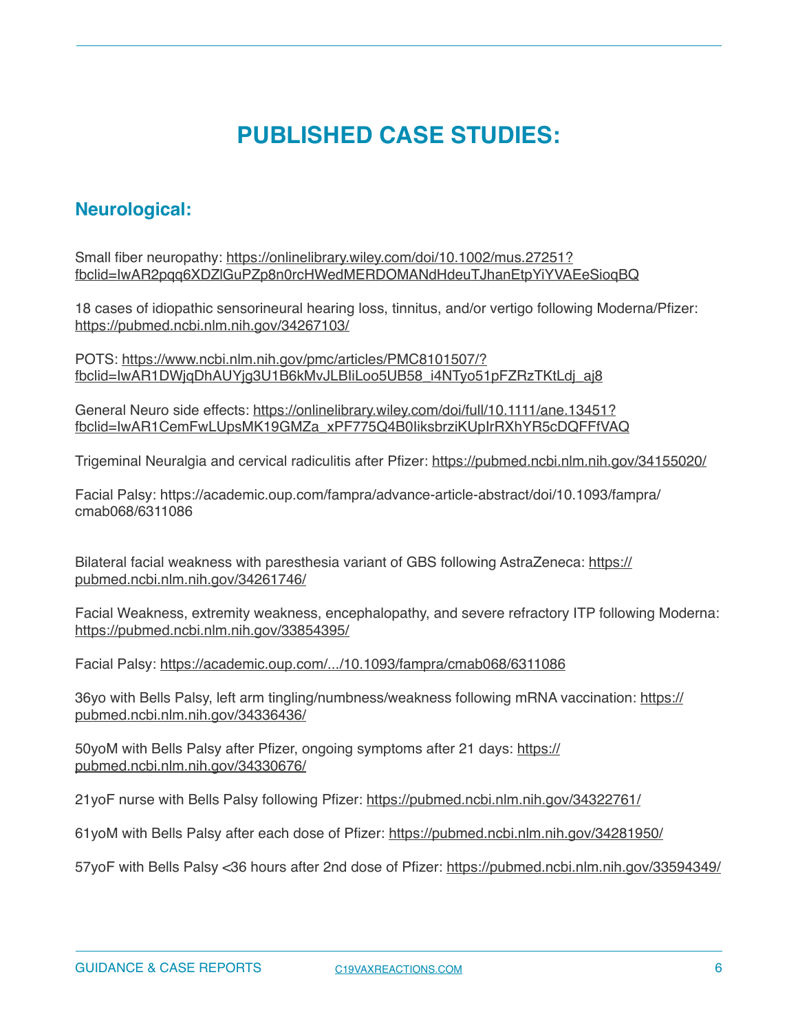# PUBLISHED CASE STUDIES:

## Neurological:

Small fiber neuropathy: https://onlinelibrary.wiley.com/doi/10.1002/mus.27251?fbclid=IwAR2pqq6XDZlGuPZp8n0rcHWedMERDOMANdHdeuTJhanEtpYiYVAEeSioqBQ

18 cases of idiopathic sensorineural hearing loss, tinnitus, and/or vertigo following Moderna/Pfizer: https://pubmed.ncbi.nlm.nih.gov/34267103/

POTS: https://www.ncbi.nlm.nih.gov/pmc/articles/PMC8101507/?fbclid=IwAR1DWjqDhAUYjg3U1B6kMvJLBIiLoo5UB58_i4NTyo51pFZRzTKtLdj_aj8

General Neuro side effects: https://onlinelibrary.wiley.com/doi/full/10.1111/ane.13451?fbclid=IwAR1CemFwLUpsMK19GMZa_xPF775Q4B0IiksbrziKUpIrRXhYR5cDQFFfVAQ

Trigeminal Neuralgia and cervical radiculitis after Pfizer: https://pubmed.ncbi.nlm.nih.gov/34155020/

Facial Palsy: https://academic.oup.com/fampra/advance-article-abstract/doi/10.1093/fampra/cmab068/6311086

Bilateral facial weakness with paresthesia variant of GBS following AstraZeneca: https://pubmed.ncbi.nlm.nih.gov/34261746/

Facial Weakness, extremity weakness, encephalopathy, and severe refractory ITP following Moderna: https://pubmed.ncbi.nlm.nih.gov/33854395/

Facial Palsy: https://academic.oup.com/.../10.1093/fampra/cmab068/6311086

36yo with Bells Palsy, left arm tingling/numbness/weakness following mRNA vaccination: https://pubmed.ncbi.nlm.nih.gov/34336436/

50yoM with Bells Palsy after Pfizer, ongoing symptoms after 21 days: https://pubmed.ncbi.nlm.nih.gov/34330676/

21yoF nurse with Bells Palsy following Pfizer: https://pubmed.ncbi.nlm.nih.gov/34322761/

61yoM with Bells Palsy after each dose of Pfizer: https://pubmed.ncbi.nlm.nih.gov/34281950/

57yoF with Bells Palsy <36 hours after 2nd dose of Pfizer: https://pubmed.ncbi.nlm.nih.gov/33594349/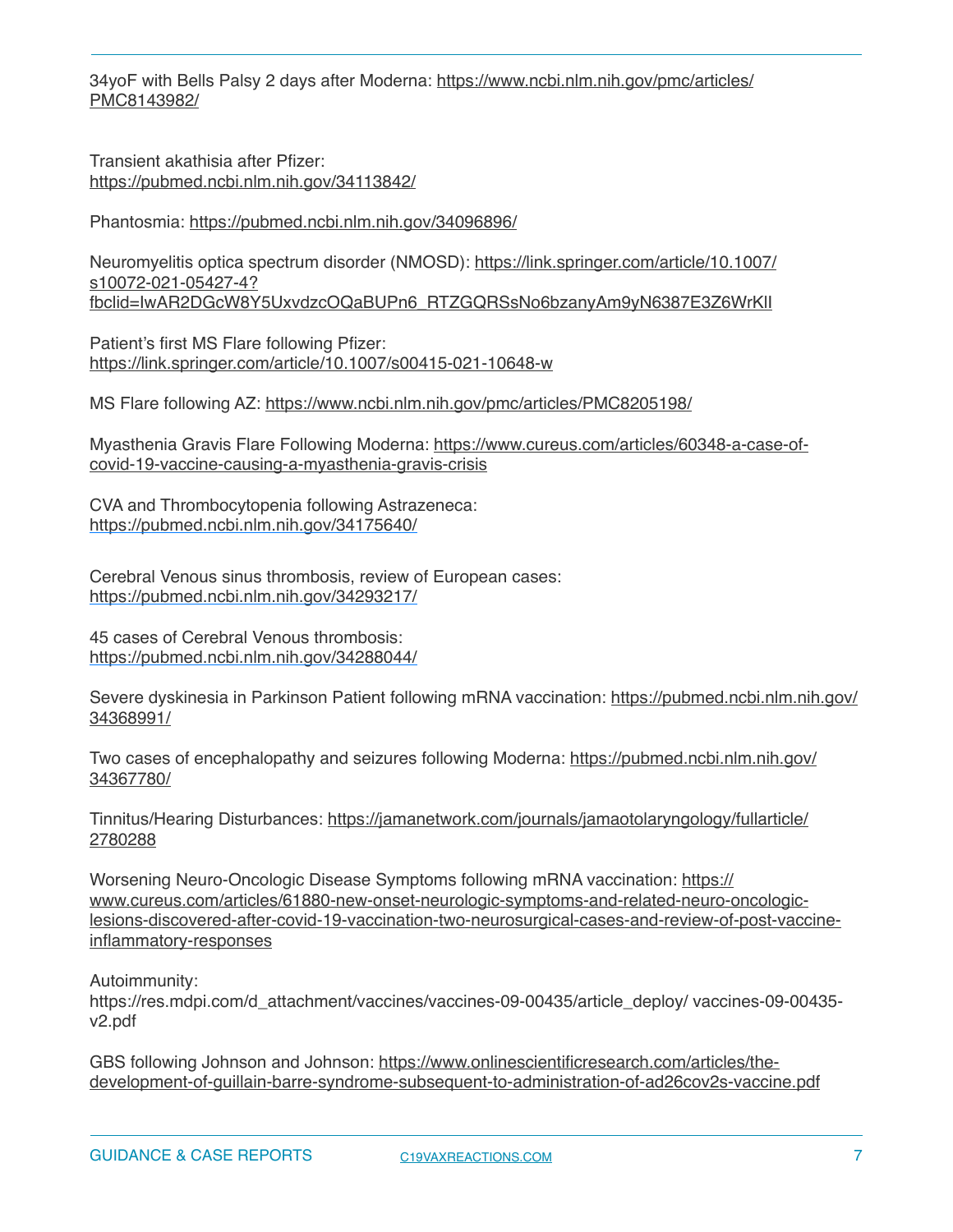34yoF with Bells Palsy 2 days after Moderna: https://www.ncbi.nlm.nih.gov/pmc/articles/PMC8143982/

Transient akathisia after Pfizer:
https://pubmed.ncbi.nlm.nih.gov/34113842/

Phantosmia: https://pubmed.ncbi.nlm.nih.gov/34096896/

Neuromyelitis optica spectrum disorder (NMOSD): https://link.springer.com/article/10.1007/s10072-021-05427-4?fbclid=IwAR2DGcW8Y5UxvdzcOQaBUPn6_RTZGQRSsNo6bzanyAm9yN6387E3Z6WrKlI

Patient's first MS Flare following Pfizer:
https://link.springer.com/article/10.1007/s00415-021-10648-w

MS Flare following AZ: https://www.ncbi.nlm.nih.gov/pmc/articles/PMC8205198/

Myasthenia Gravis Flare Following Moderna: https://www.cureus.com/articles/60348-a-case-of-covid-19-vaccine-causing-a-myasthenia-gravis-crisis

CVA and Thrombocytopenia following Astrazeneca:
https://pubmed.ncbi.nlm.nih.gov/34175640/

Cerebral Venous sinus thrombosis, review of European cases:
https://pubmed.ncbi.nlm.nih.gov/34293217/

45 cases of Cerebral Venous thrombosis:
https://pubmed.ncbi.nlm.nih.gov/34288044/

Severe dyskinesia in Parkinson Patient following mRNA vaccination: https://pubmed.ncbi.nlm.nih.gov/34368991/

Two cases of encephalopathy and seizures following Moderna: https://pubmed.ncbi.nlm.nih.gov/34367780/

Tinnitus/Hearing Disturbances: https://jamanetwork.com/journals/jamaotolaryngology/fullarticle/2780288

Worsening Neuro-Oncologic Disease Symptoms following mRNA vaccination: https://www.cureus.com/articles/61880-new-onset-neurologic-symptoms-and-related-neuro-oncologic-lesions-discovered-after-covid-19-vaccination-two-neurosurgical-cases-and-review-of-post-vaccine-inflammatory-responses

Autoimmunity:
https://res.mdpi.com/d_attachment/vaccines/vaccines-09-00435/article_deploy/ vaccines-09-00435-v2.pdf

GBS following Johnson and Johnson: https://www.onlinescientificresearch.com/articles/the-development-of-guillain-barre-syndrome-subsequent-to-administration-of-ad26cov2s-vaccine.pdf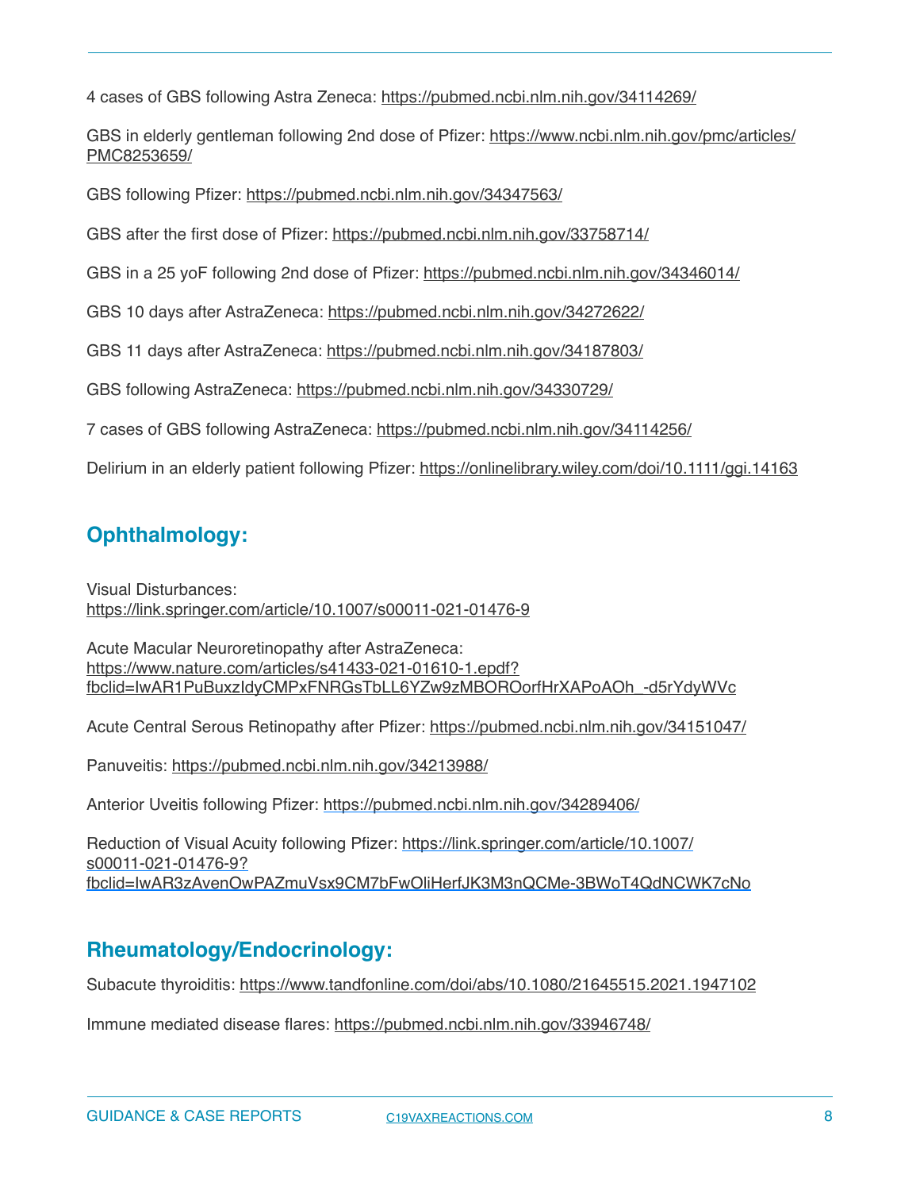4 cases of GBS following Astra Zeneca: https://pubmed.ncbi.nlm.nih.gov/34114269/

GBS in elderly gentleman following 2nd dose of Pfizer: https://www.ncbi.nlm.nih.gov/pmc/articles/PMC8253659/

GBS following Pfizer: https://pubmed.ncbi.nlm.nih.gov/34347563/

GBS after the first dose of Pfizer: https://pubmed.ncbi.nlm.nih.gov/33758714/

GBS in a 25 yoF following 2nd dose of Pfizer: https://pubmed.ncbi.nlm.nih.gov/34346014/

GBS 10 days after AstraZeneca: https://pubmed.ncbi.nlm.nih.gov/34272622/

GBS 11 days after AstraZeneca: https://pubmed.ncbi.nlm.nih.gov/34187803/

GBS following AstraZeneca: https://pubmed.ncbi.nlm.nih.gov/34330729/

7 cases of GBS following AstraZeneca: https://pubmed.ncbi.nlm.nih.gov/34114256/

Delirium in an elderly patient following Pfizer: https://onlinelibrary.wiley.com/doi/10.1111/ggi.14163

## Ophthalmology:

Visual Disturbances:
https://link.springer.com/article/10.1007/s00011-021-01476-9

Acute Macular Neuroretinopathy after AstraZeneca:
https://www.nature.com/articles/s41433-021-01610-1.epdf?fbclid=IwAR1PuBuxzIdyCMPxFNRGsTbLL6YZw9zMBOROorfHrXAPoAOh_-d5rYdyWVc

Acute Central Serous Retinopathy after Pfizer: https://pubmed.ncbi.nlm.nih.gov/34151047/

Panuveitis: https://pubmed.ncbi.nlm.nih.gov/34213988/

Anterior Uveitis following Pfizer: https://pubmed.ncbi.nlm.nih.gov/34289406/

Reduction of Visual Acuity following Pfizer: https://link.springer.com/article/10.1007/s00011-021-01476-9?fbclid=IwAR3zAvenOwPAZmuVsx9CM7bFwOliHerfJK3M3nQCMe-3BWoT4QdNCWK7cNo

## Rheumatology/Endocrinology:

Subacute thyroiditis: https://www.tandfonline.com/doi/abs/10.1080/21645515.2021.1947102

Immune mediated disease flares: https://pubmed.ncbi.nlm.nih.gov/33946748/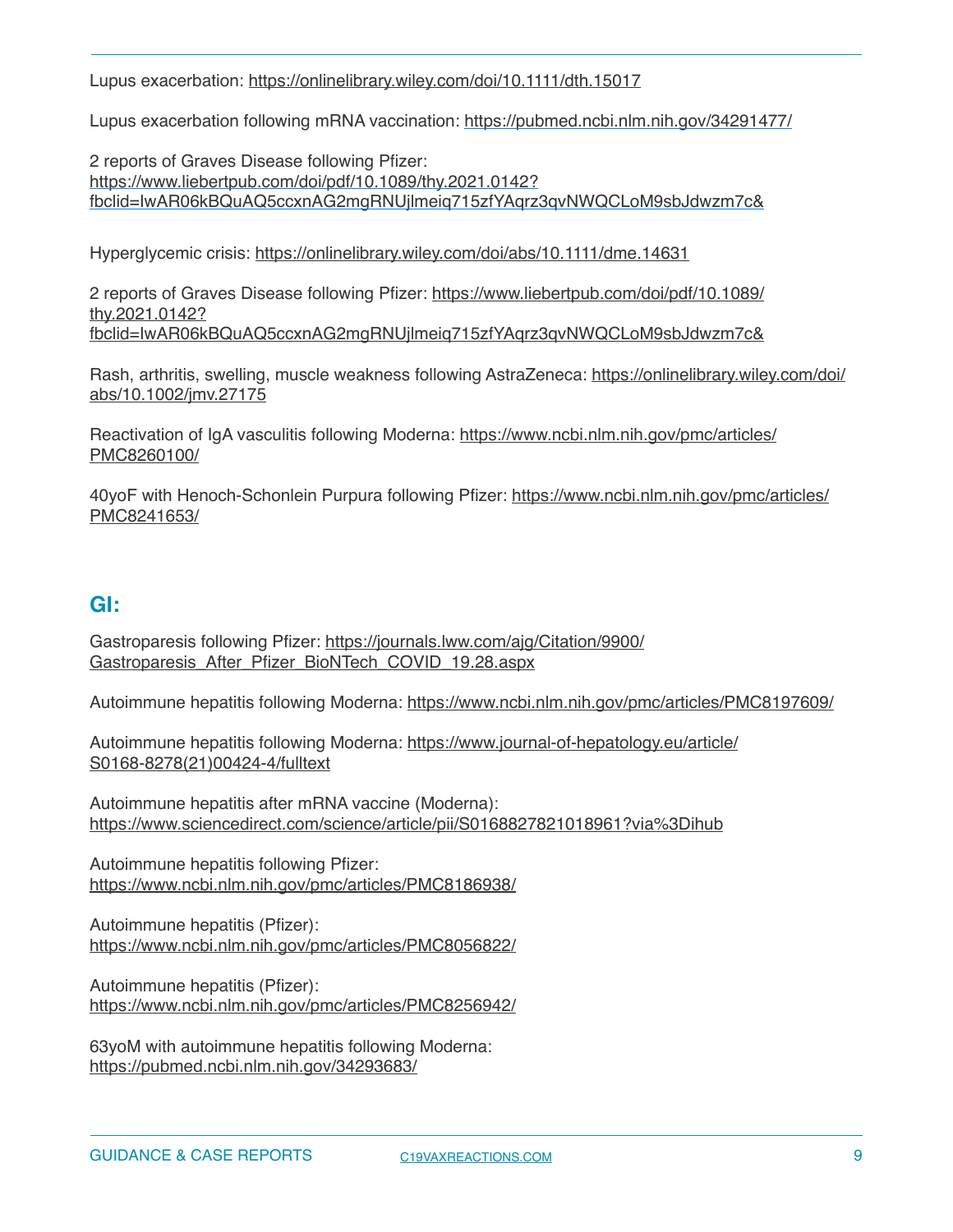Lupus exacerbation: https://onlinelibrary.wiley.com/doi/10.1111/dth.15017

Lupus exacerbation following mRNA vaccination: https://pubmed.ncbi.nlm.nih.gov/34291477/

2 reports of Graves Disease following Pfizer: https://www.liebertpub.com/doi/pdf/10.1089/thy.2021.0142?fbclid=IwAR06kBQuAQ5ccxnAG2mgRNUjlmeiq715zfYAqrz3qvNWQCLoM9sbJdwzm7c&

Hyperglycemic crisis: https://onlinelibrary.wiley.com/doi/abs/10.1111/dme.14631

2 reports of Graves Disease following Pfizer: https://www.liebertpub.com/doi/pdf/10.1089/thy.2021.0142?fbclid=IwAR06kBQuAQ5ccxnAG2mgRNUjlmeiq715zfYAqrz3qvNWQCLoM9sbJdwzm7c&

Rash, arthritis, swelling, muscle weakness following AstraZeneca: https://onlinelibrary.wiley.com/doi/abs/10.1002/jmv.27175

Reactivation of IgA vasculitis following Moderna: https://www.ncbi.nlm.nih.gov/pmc/articles/PMC8260100/

40yoF with Henoch-Schonlein Purpura following Pfizer: https://www.ncbi.nlm.nih.gov/pmc/articles/PMC8241653/

## GI:

Gastroparesis following Pfizer: https://journals.lww.com/ajg/Citation/9900/Gastroparesis_After_Pfizer_BioNTech_COVID_19.28.aspx

Autoimmune hepatitis following Moderna: https://www.ncbi.nlm.nih.gov/pmc/articles/PMC8197609/

Autoimmune hepatitis following Moderna: https://www.journal-of-hepatology.eu/article/S0168-8278(21)00424-4/fulltext

Autoimmune hepatitis after mRNA vaccine (Moderna): https://www.sciencedirect.com/science/article/pii/S0168827821018961?via%3Dihub

Autoimmune hepatitis following Pfizer: https://www.ncbi.nlm.nih.gov/pmc/articles/PMC8186938/

Autoimmune hepatitis (Pfizer): https://www.ncbi.nlm.nih.gov/pmc/articles/PMC8056822/

Autoimmune hepatitis (Pfizer): https://www.ncbi.nlm.nih.gov/pmc/articles/PMC8256942/

63yoM with autoimmune hepatitis following Moderna: https://pubmed.ncbi.nlm.nih.gov/34293683/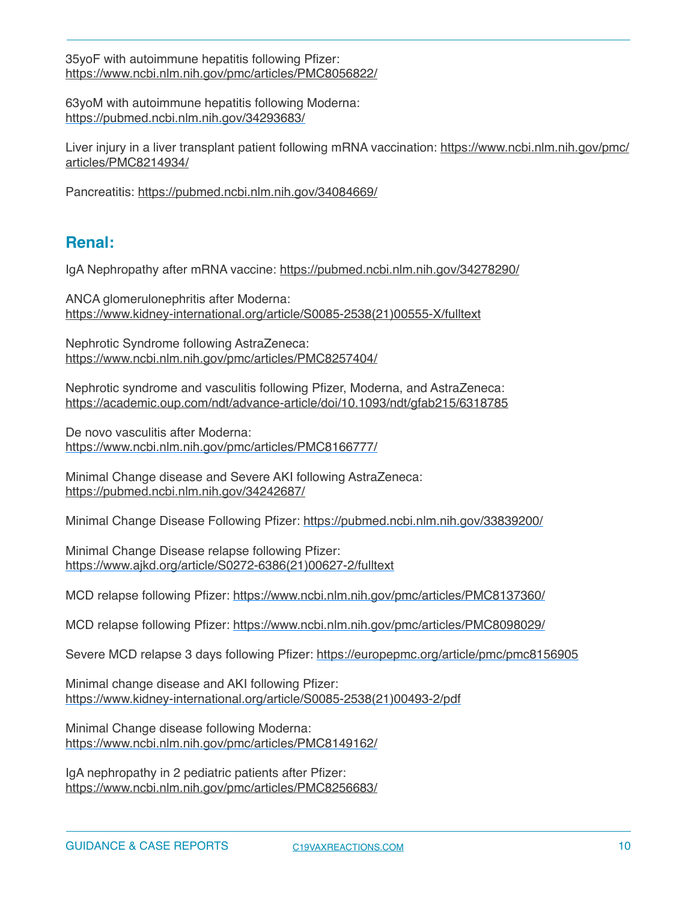35yoF with autoimmune hepatitis following Pfizer:
https://www.ncbi.nlm.nih.gov/pmc/articles/PMC8056822/

63yoM with autoimmune hepatitis following Moderna:
https://pubmed.ncbi.nlm.nih.gov/34293683/

Liver injury in a liver transplant patient following mRNA vaccination: https://www.ncbi.nlm.nih.gov/pmc/articles/PMC8214934/

Pancreatitis: https://pubmed.ncbi.nlm.nih.gov/34084669/

## Renal:

IgA Nephropathy after mRNA vaccine: https://pubmed.ncbi.nlm.nih.gov/34278290/

ANCA glomerulonephritis after Moderna:
https://www.kidney-international.org/article/S0085-2538(21)00555-X/fulltext

Nephrotic Syndrome following AstraZeneca:
https://www.ncbi.nlm.nih.gov/pmc/articles/PMC8257404/

Nephrotic syndrome and vasculitis following Pfizer, Moderna, and AstraZeneca:
https://academic.oup.com/ndt/advance-article/doi/10.1093/ndt/gfab215/6318785

De novo vasculitis after Moderna:
https://www.ncbi.nlm.nih.gov/pmc/articles/PMC8166777/

Minimal Change disease and Severe AKI following AstraZeneca:
https://pubmed.ncbi.nlm.nih.gov/34242687/

Minimal Change Disease Following Pfizer: https://pubmed.ncbi.nlm.nih.gov/33839200/

Minimal Change Disease relapse following Pfizer:
https://www.ajkd.org/article/S0272-6386(21)00627-2/fulltext

MCD relapse following Pfizer: https://www.ncbi.nlm.nih.gov/pmc/articles/PMC8137360/

MCD relapse following Pfizer: https://www.ncbi.nlm.nih.gov/pmc/articles/PMC8098029/

Severe MCD relapse 3 days following Pfizer: https://europepmc.org/article/pmc/pmc8156905

Minimal change disease and AKI following Pfizer:
https://www.kidney-international.org/article/S0085-2538(21)00493-2/pdf

Minimal Change disease following Moderna:
https://www.ncbi.nlm.nih.gov/pmc/articles/PMC8149162/

IgA nephropathy in 2 pediatric patients after Pfizer:
https://www.ncbi.nlm.nih.gov/pmc/articles/PMC8256683/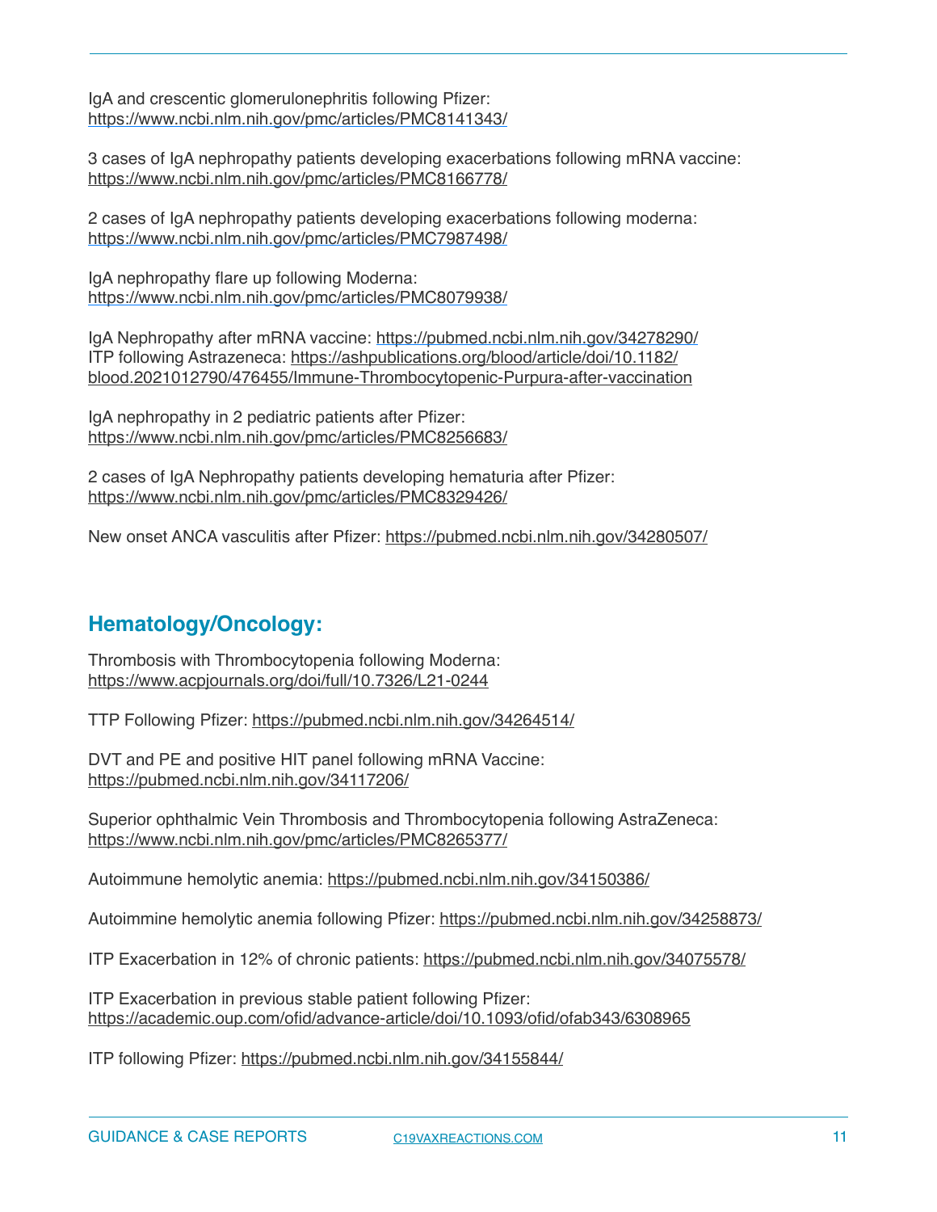IgA and crescentic glomerulonephritis following Pfizer:
https://www.ncbi.nlm.nih.gov/pmc/articles/PMC8141343/

3 cases of IgA nephropathy patients developing exacerbations following mRNA vaccine:
https://www.ncbi.nlm.nih.gov/pmc/articles/PMC8166778/

2 cases of IgA nephropathy patients developing exacerbations following moderna:
https://www.ncbi.nlm.nih.gov/pmc/articles/PMC7987498/

IgA nephropathy flare up following Moderna:
https://www.ncbi.nlm.nih.gov/pmc/articles/PMC8079938/

IgA Nephropathy after mRNA vaccine: https://pubmed.ncbi.nlm.nih.gov/34278290/
ITP following Astrazeneca: https://ashpublications.org/blood/article/doi/10.1182/blood.2021012790/476455/Immune-Thrombocytopenic-Purpura-after-vaccination

IgA nephropathy in 2 pediatric patients after Pfizer:
https://www.ncbi.nlm.nih.gov/pmc/articles/PMC8256683/

2 cases of IgA Nephropathy patients developing hematuria after Pfizer:
https://www.ncbi.nlm.nih.gov/pmc/articles/PMC8329426/

New onset ANCA vasculitis after Pfizer: https://pubmed.ncbi.nlm.nih.gov/34280507/

## Hematology/Oncology:

Thrombosis with Thrombocytopenia following Moderna:
https://www.acpjournals.org/doi/full/10.7326/L21-0244

TTP Following Pfizer: https://pubmed.ncbi.nlm.nih.gov/34264514/

DVT and PE and positive HIT panel following mRNA Vaccine:
https://pubmed.ncbi.nlm.nih.gov/34117206/

Superior ophthalmic Vein Thrombosis and Thrombocytopenia following AstraZeneca:
https://www.ncbi.nlm.nih.gov/pmc/articles/PMC8265377/

Autoimmune hemolytic anemia: https://pubmed.ncbi.nlm.nih.gov/34150386/

Autoimmine hemolytic anemia following Pfizer: https://pubmed.ncbi.nlm.nih.gov/34258873/

ITP Exacerbation in 12% of chronic patients: https://pubmed.ncbi.nlm.nih.gov/34075578/

ITP Exacerbation in previous stable patient following Pfizer:
https://academic.oup.com/ofid/advance-article/doi/10.1093/ofid/ofab343/6308965

ITP following Pfizer: https://pubmed.ncbi.nlm.nih.gov/34155844/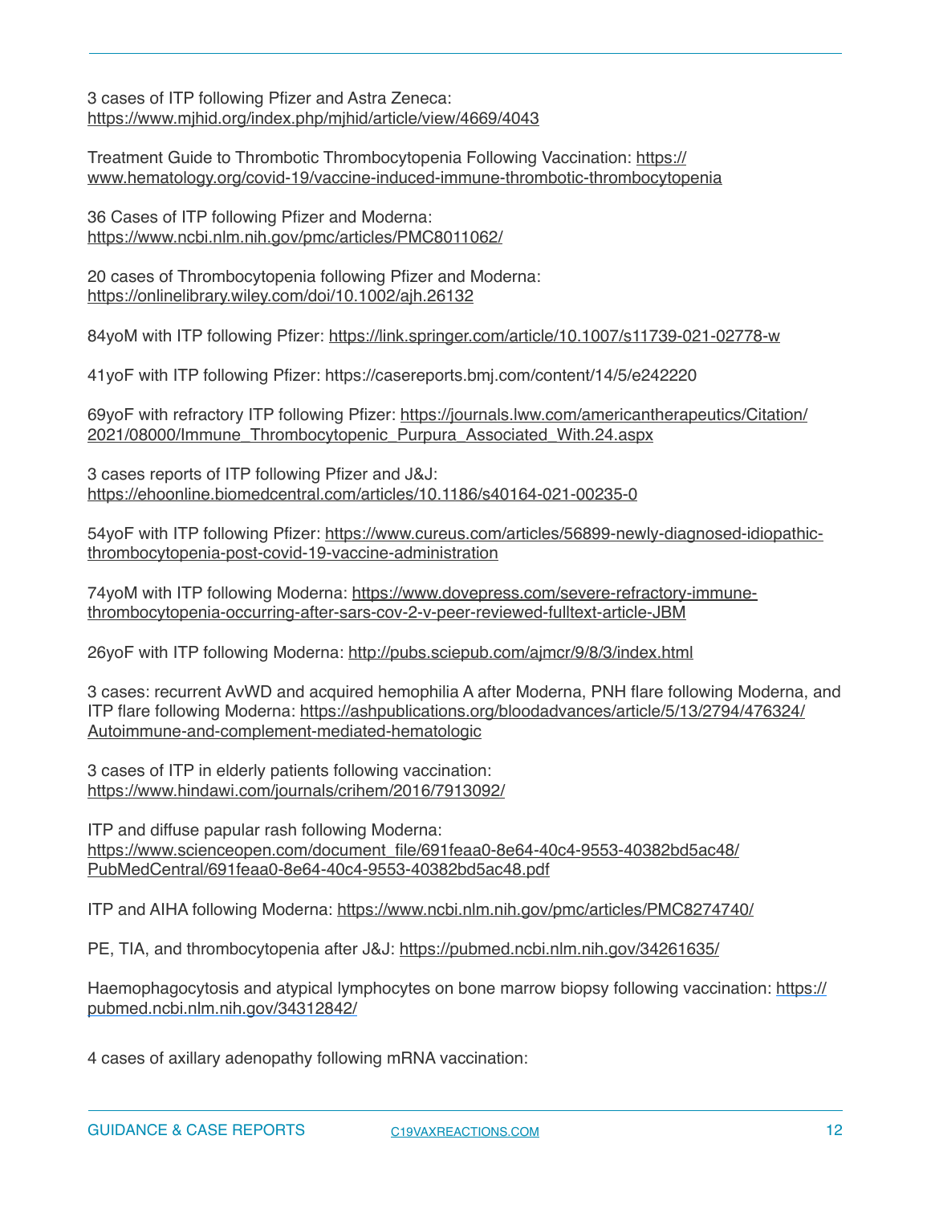3 cases of ITP following Pfizer and Astra Zeneca:
https://www.mjhid.org/index.php/mjhid/article/view/4669/4043

Treatment Guide to Thrombotic Thrombocytopenia Following Vaccination: https://www.hematology.org/covid-19/vaccine-induced-immune-thrombotic-thrombocytopenia

36 Cases of ITP following Pfizer and Moderna:
https://www.ncbi.nlm.nih.gov/pmc/articles/PMC8011062/

20 cases of Thrombocytopenia following Pfizer and Moderna:
https://onlinelibrary.wiley.com/doi/10.1002/ajh.26132

84yoM with ITP following Pfizer: https://link.springer.com/article/10.1007/s11739-021-02778-w

41yoF with ITP following Pfizer: https://casereports.bmj.com/content/14/5/e242220

69yoF with refractory ITP following Pfizer: https://journals.lww.com/americantherapeutics/Citation/2021/08000/Immune_Thrombocytopenic_Purpura_Associated_With.24.aspx

3 cases reports of ITP following Pfizer and J&J:
https://ehoonline.biomedcentral.com/articles/10.1186/s40164-021-00235-0

54yoF with ITP following Pfizer: https://www.cureus.com/articles/56899-newly-diagnosed-idiopathic-thrombocytopenia-post-covid-19-vaccine-administration

74yoM with ITP following Moderna: https://www.dovepress.com/severe-refractory-immune-thrombocytopenia-occurring-after-sars-cov-2-v-peer-reviewed-fulltext-article-JBM

26yoF with ITP following Moderna: http://pubs.sciepub.com/ajmcr/9/8/3/index.html

3 cases: recurrent AvWD and acquired hemophilia A after Moderna, PNH flare following Moderna, and ITP flare following Moderna: https://ashpublications.org/bloodadvances/article/5/13/2794/476324/Autoimmune-and-complement-mediated-hematologic

3 cases of ITP in elderly patients following vaccination:
https://www.hindawi.com/journals/crihem/2016/7913092/

ITP and diffuse papular rash following Moderna:
https://www.scienceopen.com/document_file/691feaa0-8e64-40c4-9553-40382bd5ac48/PubMedCentral/691feaa0-8e64-40c4-9553-40382bd5ac48.pdf

ITP and AIHA following Moderna: https://www.ncbi.nlm.nih.gov/pmc/articles/PMC8274740/

PE, TIA, and thrombocytopenia after J&J: https://pubmed.ncbi.nlm.nih.gov/34261635/

Haemophagocytosis and atypical lymphocytes on bone marrow biopsy following vaccination: https://pubmed.ncbi.nlm.nih.gov/34312842/

4 cases of axillary adenopathy following mRNA vaccination: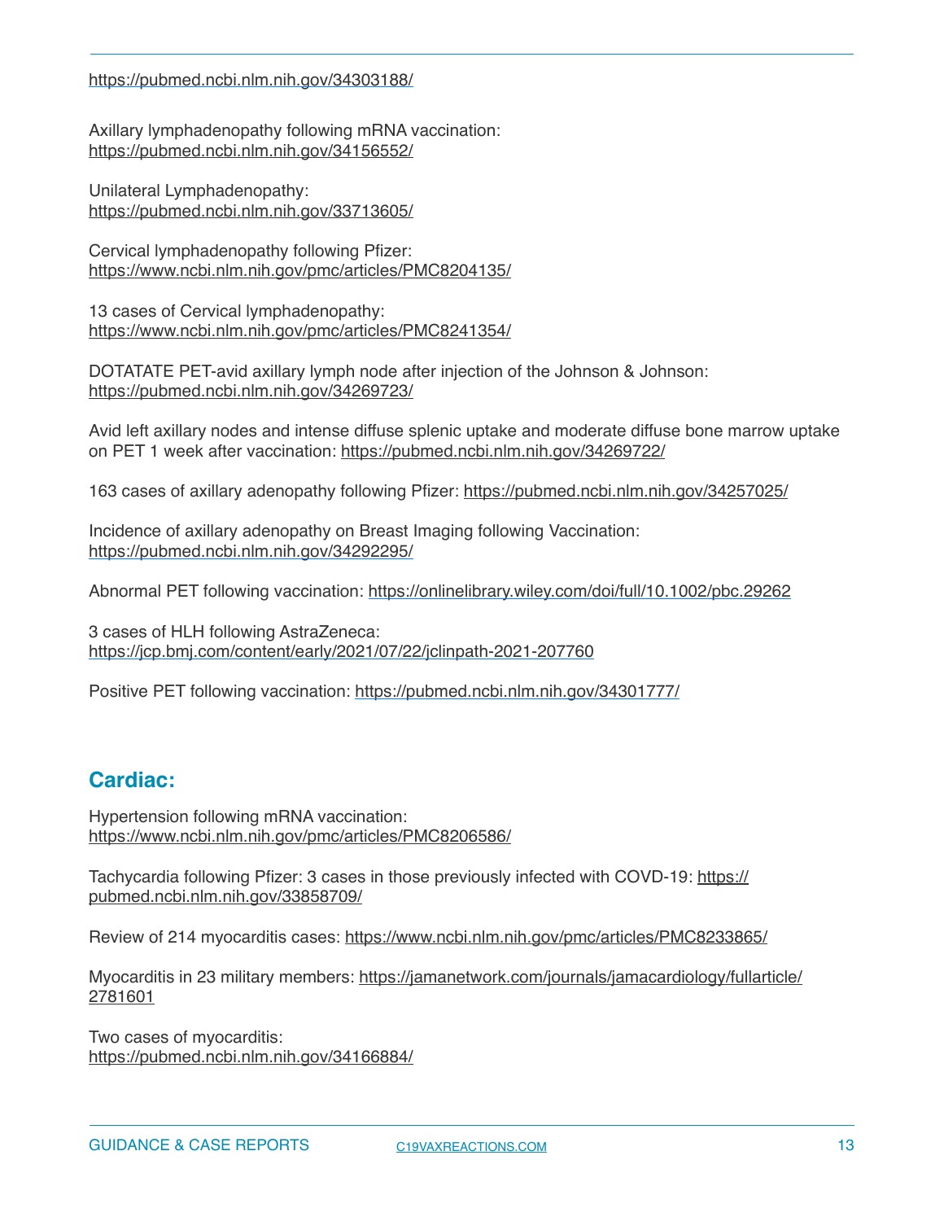https://pubmed.ncbi.nlm.nih.gov/34303188/

Axillary lymphadenopathy following mRNA vaccination:
https://pubmed.ncbi.nlm.nih.gov/34156552/

Unilateral Lymphadenopathy:
https://pubmed.ncbi.nlm.nih.gov/33713605/

Cervical lymphadenopathy following Pfizer:
https://www.ncbi.nlm.nih.gov/pmc/articles/PMC8204135/

13 cases of Cervical lymphadenopathy:
https://www.ncbi.nlm.nih.gov/pmc/articles/PMC8241354/

DOTATATE PET-avid axillary lymph node after injection of the Johnson & Johnson:
https://pubmed.ncbi.nlm.nih.gov/34269723/

Avid left axillary nodes and intense diffuse splenic uptake and moderate diffuse bone marrow uptake on PET 1 week after vaccination: https://pubmed.ncbi.nlm.nih.gov/34269722/

163 cases of axillary adenopathy following Pfizer: https://pubmed.ncbi.nlm.nih.gov/34257025/

Incidence of axillary adenopathy on Breast Imaging following Vaccination:
https://pubmed.ncbi.nlm.nih.gov/34292295/

Abnormal PET following vaccination: https://onlinelibrary.wiley.com/doi/full/10.1002/pbc.29262

3 cases of HLH following AstraZeneca:
https://jcp.bmj.com/content/early/2021/07/22/jclinpath-2021-207760

Positive PET following vaccination: https://pubmed.ncbi.nlm.nih.gov/34301777/

## Cardiac:

Hypertension following mRNA vaccination:
https://www.ncbi.nlm.nih.gov/pmc/articles/PMC8206586/

Tachycardia following Pfizer: 3 cases in those previously infected with COVD-19: https://pubmed.ncbi.nlm.nih.gov/33858709/

Review of 214 myocarditis cases: https://www.ncbi.nlm.nih.gov/pmc/articles/PMC8233865/

Myocarditis in 23 military members: https://jamanetwork.com/journals/jamacardiology/fullarticle/2781601

Two cases of myocarditis:
https://pubmed.ncbi.nlm.nih.gov/34166884/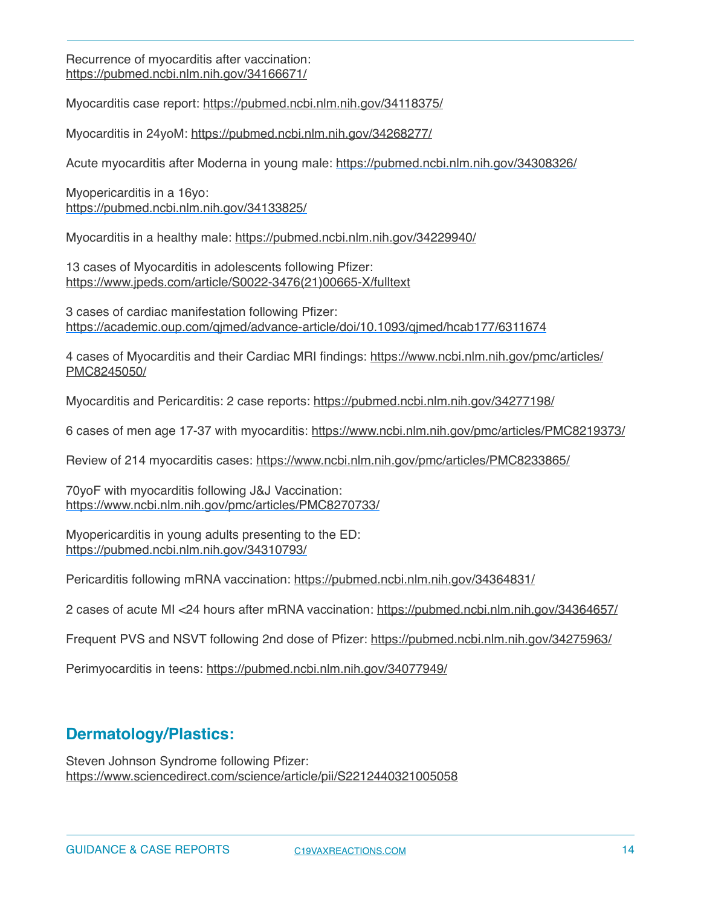Recurrence of myocarditis after vaccination:
https://pubmed.ncbi.nlm.nih.gov/34166671/

Myocarditis case report: https://pubmed.ncbi.nlm.nih.gov/34118375/

Myocarditis in 24yoM: https://pubmed.ncbi.nlm.nih.gov/34268277/

Acute myocarditis after Moderna in young male: https://pubmed.ncbi.nlm.nih.gov/34308326/

Myopericarditis in a 16yo:
https://pubmed.ncbi.nlm.nih.gov/34133825/

Myocarditis in a healthy male: https://pubmed.ncbi.nlm.nih.gov/34229940/

13 cases of Myocarditis in adolescents following Pfizer:
https://www.jpeds.com/article/S0022-3476(21)00665-X/fulltext

3 cases of cardiac manifestation following Pfizer:
https://academic.oup.com/qjmed/advance-article/doi/10.1093/qjmed/hcab177/6311674

4 cases of Myocarditis and their Cardiac MRI findings: https://www.ncbi.nlm.nih.gov/pmc/articles/PMC8245050/

Myocarditis and Pericarditis: 2 case reports: https://pubmed.ncbi.nlm.nih.gov/34277198/

6 cases of men age 17-37 with myocarditis: https://www.ncbi.nlm.nih.gov/pmc/articles/PMC8219373/

Review of 214 myocarditis cases: https://www.ncbi.nlm.nih.gov/pmc/articles/PMC8233865/

70yoF with myocarditis following J&J Vaccination:
https://www.ncbi.nlm.nih.gov/pmc/articles/PMC8270733/

Myopericarditis in young adults presenting to the ED:
https://pubmed.ncbi.nlm.nih.gov/34310793/

Pericarditis following mRNA vaccination: https://pubmed.ncbi.nlm.nih.gov/34364831/

2 cases of acute MI <24 hours after mRNA vaccination: https://pubmed.ncbi.nlm.nih.gov/34364657/

Frequent PVS and NSVT following 2nd dose of Pfizer: https://pubmed.ncbi.nlm.nih.gov/34275963/

Perimyocarditis in teens: https://pubmed.ncbi.nlm.nih.gov/34077949/

## Dermatology/Plastics:

Steven Johnson Syndrome following Pfizer:
https://www.sciencedirect.com/science/article/pii/S2212440321005058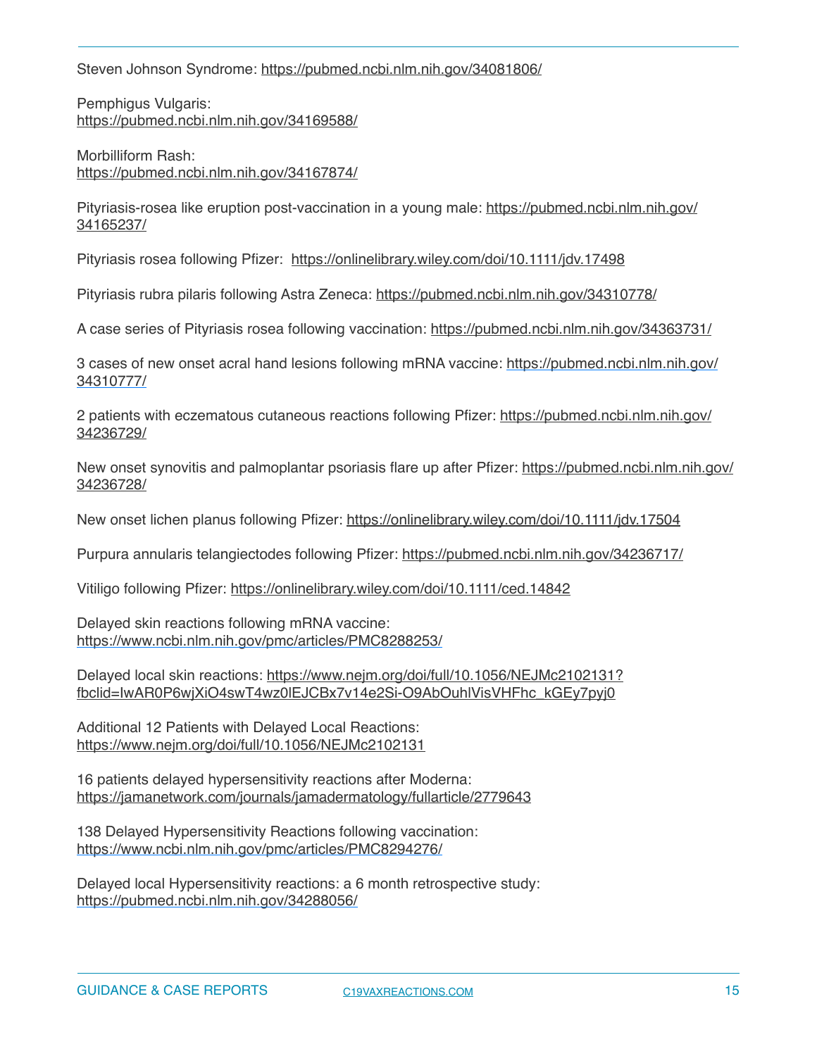Steven Johnson Syndrome: https://pubmed.ncbi.nlm.nih.gov/34081806/

Pemphigus Vulgaris:
https://pubmed.ncbi.nlm.nih.gov/34169588/

Morbilliform Rash:
https://pubmed.ncbi.nlm.nih.gov/34167874/

Pityriasis-rosea like eruption post-vaccination in a young male: https://pubmed.ncbi.nlm.nih.gov/34165237/

Pityriasis rosea following Pfizer: https://onlinelibrary.wiley.com/doi/10.1111/jdv.17498

Pityriasis rubra pilaris following Astra Zeneca: https://pubmed.ncbi.nlm.nih.gov/34310778/

A case series of Pityriasis rosea following vaccination: https://pubmed.ncbi.nlm.nih.gov/34363731/

3 cases of new onset acral hand lesions following mRNA vaccine: https://pubmed.ncbi.nlm.nih.gov/34310777/

2 patients with eczematous cutaneous reactions following Pfizer: https://pubmed.ncbi.nlm.nih.gov/34236729/

New onset synovitis and palmoplantar psoriasis flare up after Pfizer: https://pubmed.ncbi.nlm.nih.gov/34236728/

New onset lichen planus following Pfizer: https://onlinelibrary.wiley.com/doi/10.1111/jdv.17504

Purpura annularis telangiectodes following Pfizer: https://pubmed.ncbi.nlm.nih.gov/34236717/

Vitiligo following Pfizer: https://onlinelibrary.wiley.com/doi/10.1111/ced.14842

Delayed skin reactions following mRNA vaccine:
https://www.ncbi.nlm.nih.gov/pmc/articles/PMC8288253/

Delayed local skin reactions: https://www.nejm.org/doi/full/10.1056/NEJMc2102131?fbclid=IwAR0P6wjXiO4swT4wz0lEJCBx7v14e2Si-O9AbOuhlVisVHFhc_kGEy7pyj0

Additional 12 Patients with Delayed Local Reactions:
https://www.nejm.org/doi/full/10.1056/NEJMc2102131

16 patients delayed hypersensitivity reactions after Moderna:
https://jamanetwork.com/journals/jamadermatology/fullarticle/2779643

138 Delayed Hypersensitivity Reactions following vaccination:
https://www.ncbi.nlm.nih.gov/pmc/articles/PMC8294276/

Delayed local Hypersensitivity reactions: a 6 month retrospective study:
https://pubmed.ncbi.nlm.nih.gov/34288056/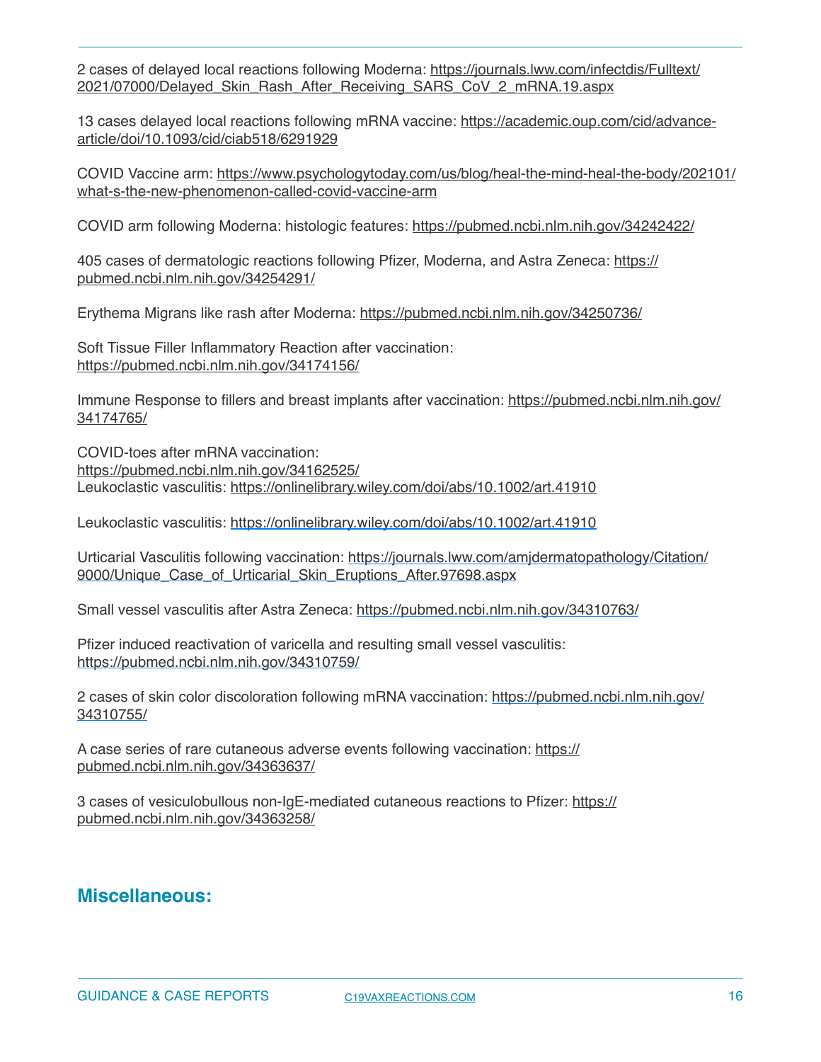2 cases of delayed local reactions following Moderna: https://journals.lww.com/infectdis/Fulltext/2021/07000/Delayed_Skin_Rash_After_Receiving_SARS_CoV_2_mRNA.19.aspx

13 cases delayed local reactions following mRNA vaccine: https://academic.oup.com/cid/advance-article/doi/10.1093/cid/ciab518/6291929

COVID Vaccine arm: https://www.psychologytoday.com/us/blog/heal-the-mind-heal-the-body/202101/what-s-the-new-phenomenon-called-covid-vaccine-arm

COVID arm following Moderna: histologic features: https://pubmed.ncbi.nlm.nih.gov/34242422/

405 cases of dermatologic reactions following Pfizer, Moderna, and Astra Zeneca: https://pubmed.ncbi.nlm.nih.gov/34254291/

Erythema Migrans like rash after Moderna: https://pubmed.ncbi.nlm.nih.gov/34250736/

Soft Tissue Filler Inflammatory Reaction after vaccination: https://pubmed.ncbi.nlm.nih.gov/34174156/

Immune Response to fillers and breast implants after vaccination: https://pubmed.ncbi.nlm.nih.gov/34174765/

COVID-toes after mRNA vaccination: https://pubmed.ncbi.nlm.nih.gov/34162525/
Leukoclastic vasculitis: https://onlinelibrary.wiley.com/doi/abs/10.1002/art.41910

Leukoclastic vasculitis: https://onlinelibrary.wiley.com/doi/abs/10.1002/art.41910

Urticarial Vasculitis following vaccination: https://journals.lww.com/amjdermatopathology/Citation/9000/Unique_Case_of_Urticarial_Skin_Eruptions_After.97698.aspx

Small vessel vasculitis after Astra Zeneca: https://pubmed.ncbi.nlm.nih.gov/34310763/

Pfizer induced reactivation of varicella and resulting small vessel vasculitis: https://pubmed.ncbi.nlm.nih.gov/34310759/

2 cases of skin color discoloration following mRNA vaccination: https://pubmed.ncbi.nlm.nih.gov/34310755/

A case series of rare cutaneous adverse events following vaccination: https://pubmed.ncbi.nlm.nih.gov/34363637/

3 cases of vesiculobullous non-IgE-mediated cutaneous reactions to Pfizer: https://pubmed.ncbi.nlm.nih.gov/34363258/

## Miscellaneous: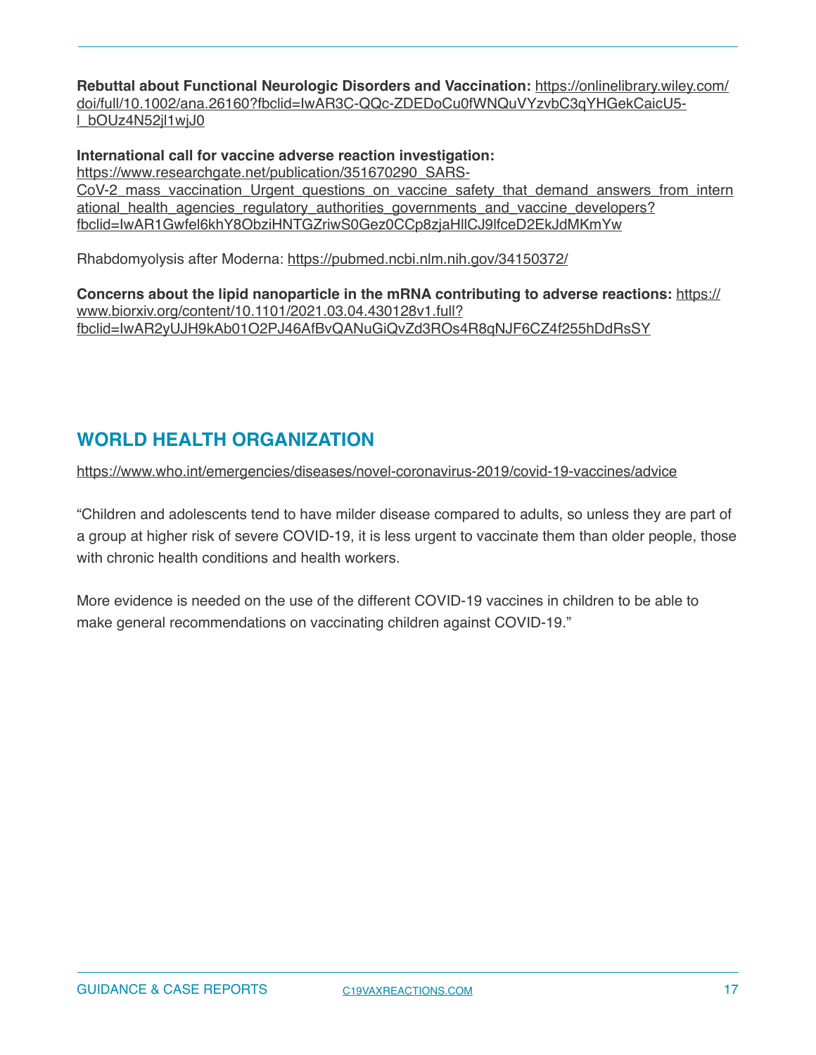**Rebuttal about Functional Neurologic Disorders and Vaccination:** https://onlinelibrary.wiley.com/doi/full/10.1002/ana.26160?fbclid=IwAR3C-QQc-ZDEDoCu0fWNQuVYzvbC3qYHGekCaicU5-l_bOUz4N52jl1wjJ0

**International call for vaccine adverse reaction investigation:** https://www.researchgate.net/publication/351670290_SARS-CoV-2_mass_vaccination_Urgent_questions_on_vaccine_safety_that_demand_answers_from_international_health_agencies_regulatory_authorities_governments_and_vaccine_developers?fbclid=IwAR1Gwfel6khY8ObziHNTGZriwS0Gez0CCp8zjaHllCJ9lfceD2EkJdMKmYw

Rhabdomyolysis after Moderna: https://pubmed.ncbi.nlm.nih.gov/34150372/

**Concerns about the lipid nanoparticle in the mRNA contributing to adverse reactions:** https://www.biorxiv.org/content/10.1101/2021.03.04.430128v1.full?fbclid=IwAR2yUJH9kAb01O2PJ46AfBvQANuGiQvZd3ROs4R8qNJF6CZ4f255hDdRsSY

## WORLD HEALTH ORGANIZATION

https://www.who.int/emergencies/diseases/novel-coronavirus-2019/covid-19-vaccines/advice

"Children and adolescents tend to have milder disease compared to adults, so unless they are part of a group at higher risk of severe COVID-19, it is less urgent to vaccinate them than older people, those with chronic health conditions and health workers.

More evidence is needed on the use of the different COVID-19 vaccines in children to be able to make general recommendations on vaccinating children against COVID-19."